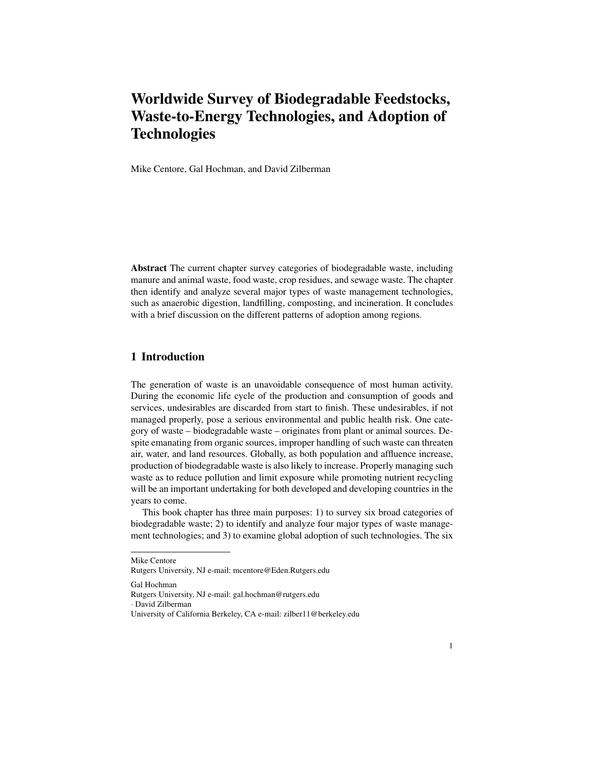# Worldwide Survey of Biodegradable Feedstocks, Waste-to-Energy Technologies, and Adoption of Technologies

Mike Centore, Gal Hochman, and David Zilberman

**Abstract** The current chapter survey categories of biodegradable waste, including manure and animal waste, food waste, crop residues, and sewage waste. The chapter then identify and analyze several major types of waste management technologies, such as anaerobic digestion, landfilling, composting, and incineration. It concludes with a brief discussion on the different patterns of adoption among regions.

## 1 Introduction

The generation of waste is an unavoidable consequence of most human activity. During the economic life cycle of the production and consumption of goods and services, undesirables are discarded from start to finish. These undesirables, if not managed properly, pose a serious environmental and public health risk. One category of waste – biodegradable waste – originates from plant or animal sources. Despite emanating from organic sources, improper handling of such waste can threaten air, water, and land resources. Globally, as both population and affluence increase, production of biodegradable waste is also likely to increase. Properly managing such waste as to reduce pollution and limit exposure while promoting nutrient recycling will be an important undertaking for both developed and developing countries in the years to come.

This book chapter has three main purposes: 1) to survey six broad categories of biodegradable waste; 2) to identify and analyze four major types of waste management technologies; and 3) to examine global adoption of such technologies. The six

---

Mike Centore
Rutgers University, NJ e-mail: mcentore@Eden.Rutgers.edu

Gal Hochman
Rutgers University, NJ e-mail: gal.hochman@rutgers.edu
· David Zilberman
University of California Berkeley, CA e-mail: zilber11@berkeley.edu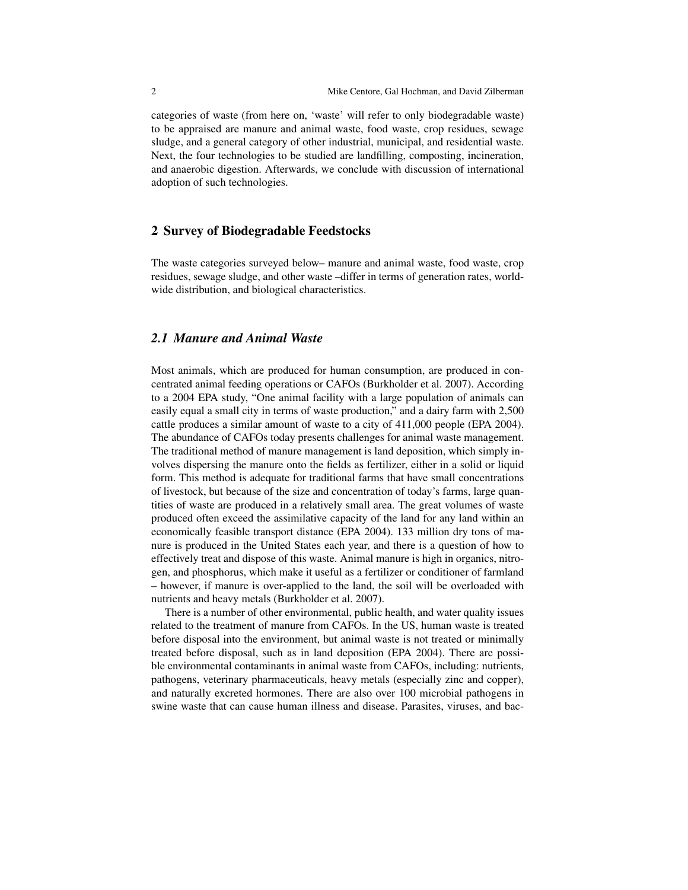categories of waste (from here on, 'waste' will refer to only biodegradable waste) to be appraised are manure and animal waste, food waste, crop residues, sewage sludge, and a general category of other industrial, municipal, and residential waste. Next, the four technologies to be studied are landfilling, composting, incineration, and anaerobic digestion. Afterwards, we conclude with discussion of international adoption of such technologies.

## 2 Survey of Biodegradable Feedstocks

The waste categories surveyed below– manure and animal waste, food waste, crop residues, sewage sludge, and other waste –differ in terms of generation rates, worldwide distribution, and biological characteristics.

### *2.1 Manure and Animal Waste*

Most animals, which are produced for human consumption, are produced in concentrated animal feeding operations or CAFOs (Burkholder et al. 2007). According to a 2004 EPA study, "One animal facility with a large population of animals can easily equal a small city in terms of waste production," and a dairy farm with 2,500 cattle produces a similar amount of waste to a city of 411,000 people (EPA 2004). The abundance of CAFOs today presents challenges for animal waste management. The traditional method of manure management is land deposition, which simply involves dispersing the manure onto the fields as fertilizer, either in a solid or liquid form. This method is adequate for traditional farms that have small concentrations of livestock, but because of the size and concentration of today's farms, large quantities of waste are produced in a relatively small area. The great volumes of waste produced often exceed the assimilative capacity of the land for any land within an economically feasible transport distance (EPA 2004). 133 million dry tons of manure is produced in the United States each year, and there is a question of how to effectively treat and dispose of this waste. Animal manure is high in organics, nitrogen, and phosphorus, which make it useful as a fertilizer or conditioner of farmland – however, if manure is over-applied to the land, the soil will be overloaded with nutrients and heavy metals (Burkholder et al. 2007).

There is a number of other environmental, public health, and water quality issues related to the treatment of manure from CAFOs. In the US, human waste is treated before disposal into the environment, but animal waste is not treated or minimally treated before disposal, such as in land deposition (EPA 2004). There are possible environmental contaminants in animal waste from CAFOs, including: nutrients, pathogens, veterinary pharmaceuticals, heavy metals (especially zinc and copper), and naturally excreted hormones. There are also over 100 microbial pathogens in swine waste that can cause human illness and disease. Parasites, viruses, and bac-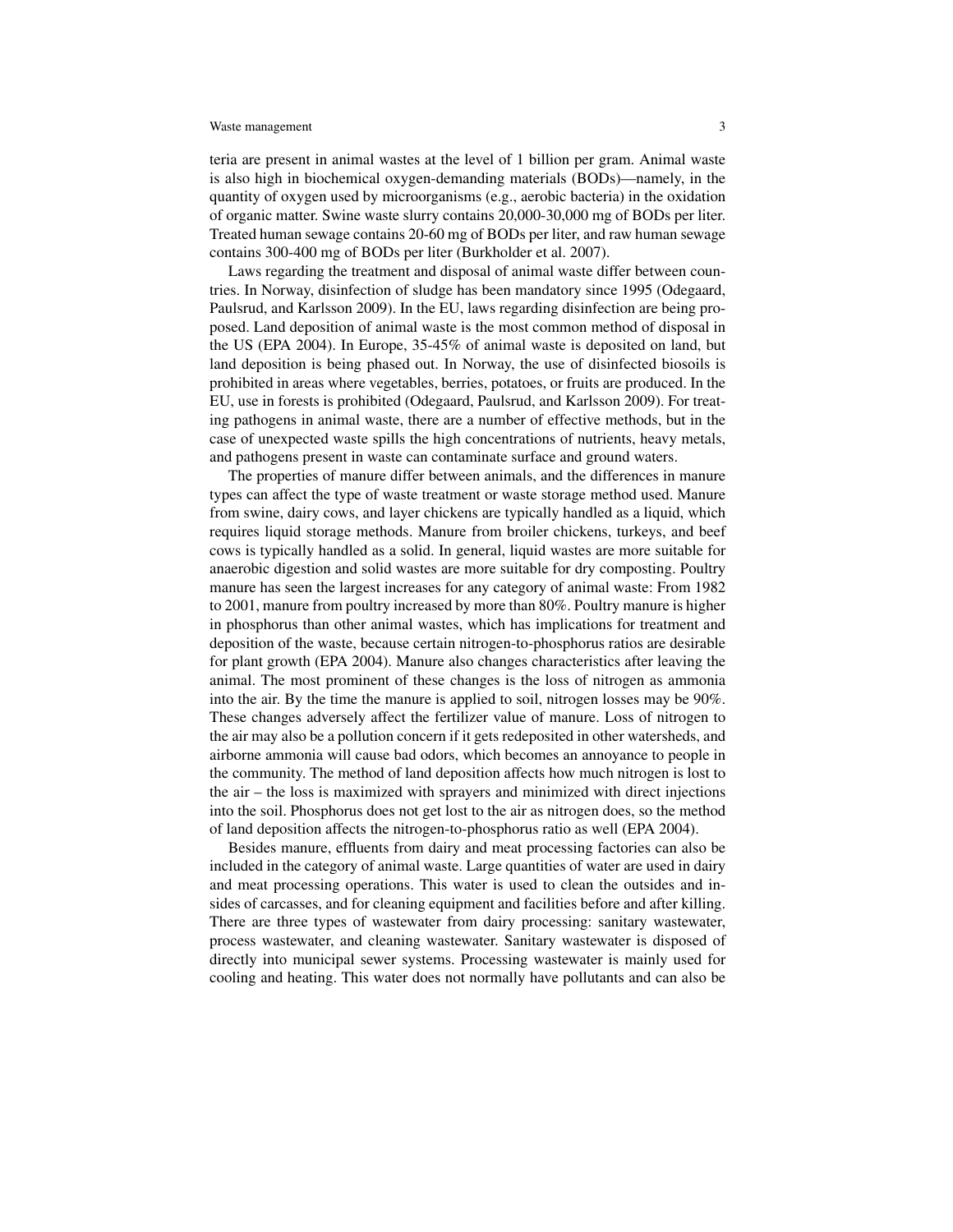teria are present in animal wastes at the level of 1 billion per gram. Animal waste is also high in biochemical oxygen-demanding materials (BODs)—namely, in the quantity of oxygen used by microorganisms (e.g., aerobic bacteria) in the oxidation of organic matter. Swine waste slurry contains 20,000-30,000 mg of BODs per liter. Treated human sewage contains 20-60 mg of BODs per liter, and raw human sewage contains 300-400 mg of BODs per liter (Burkholder et al. 2007).

Laws regarding the treatment and disposal of animal waste differ between countries. In Norway, disinfection of sludge has been mandatory since 1995 (Odegaard, Paulsrud, and Karlsson 2009). In the EU, laws regarding disinfection are being proposed. Land deposition of animal waste is the most common method of disposal in the US (EPA 2004). In Europe, 35-45% of animal waste is deposited on land, but land deposition is being phased out. In Norway, the use of disinfected biosoils is prohibited in areas where vegetables, berries, potatoes, or fruits are produced. In the EU, use in forests is prohibited (Odegaard, Paulsrud, and Karlsson 2009). For treating pathogens in animal waste, there are a number of effective methods, but in the case of unexpected waste spills the high concentrations of nutrients, heavy metals, and pathogens present in waste can contaminate surface and ground waters.

The properties of manure differ between animals, and the differences in manure types can affect the type of waste treatment or waste storage method used. Manure from swine, dairy cows, and layer chickens are typically handled as a liquid, which requires liquid storage methods. Manure from broiler chickens, turkeys, and beef cows is typically handled as a solid. In general, liquid wastes are more suitable for anaerobic digestion and solid wastes are more suitable for dry composting. Poultry manure has seen the largest increases for any category of animal waste: From 1982 to 2001, manure from poultry increased by more than 80%. Poultry manure is higher in phosphorus than other animal wastes, which has implications for treatment and deposition of the waste, because certain nitrogen-to-phosphorus ratios are desirable for plant growth (EPA 2004). Manure also changes characteristics after leaving the animal. The most prominent of these changes is the loss of nitrogen as ammonia into the air. By the time the manure is applied to soil, nitrogen losses may be 90%. These changes adversely affect the fertilizer value of manure. Loss of nitrogen to the air may also be a pollution concern if it gets redeposited in other watersheds, and airborne ammonia will cause bad odors, which becomes an annoyance to people in the community. The method of land deposition affects how much nitrogen is lost to the air – the loss is maximized with sprayers and minimized with direct injections into the soil. Phosphorus does not get lost to the air as nitrogen does, so the method of land deposition affects the nitrogen-to-phosphorus ratio as well (EPA 2004).

Besides manure, effluents from dairy and meat processing factories can also be included in the category of animal waste. Large quantities of water are used in dairy and meat processing operations. This water is used to clean the outsides and insides of carcasses, and for cleaning equipment and facilities before and after killing. There are three types of wastewater from dairy processing: sanitary wastewater, process wastewater, and cleaning wastewater. Sanitary wastewater is disposed of directly into municipal sewer systems. Processing wastewater is mainly used for cooling and heating. This water does not normally have pollutants and can also be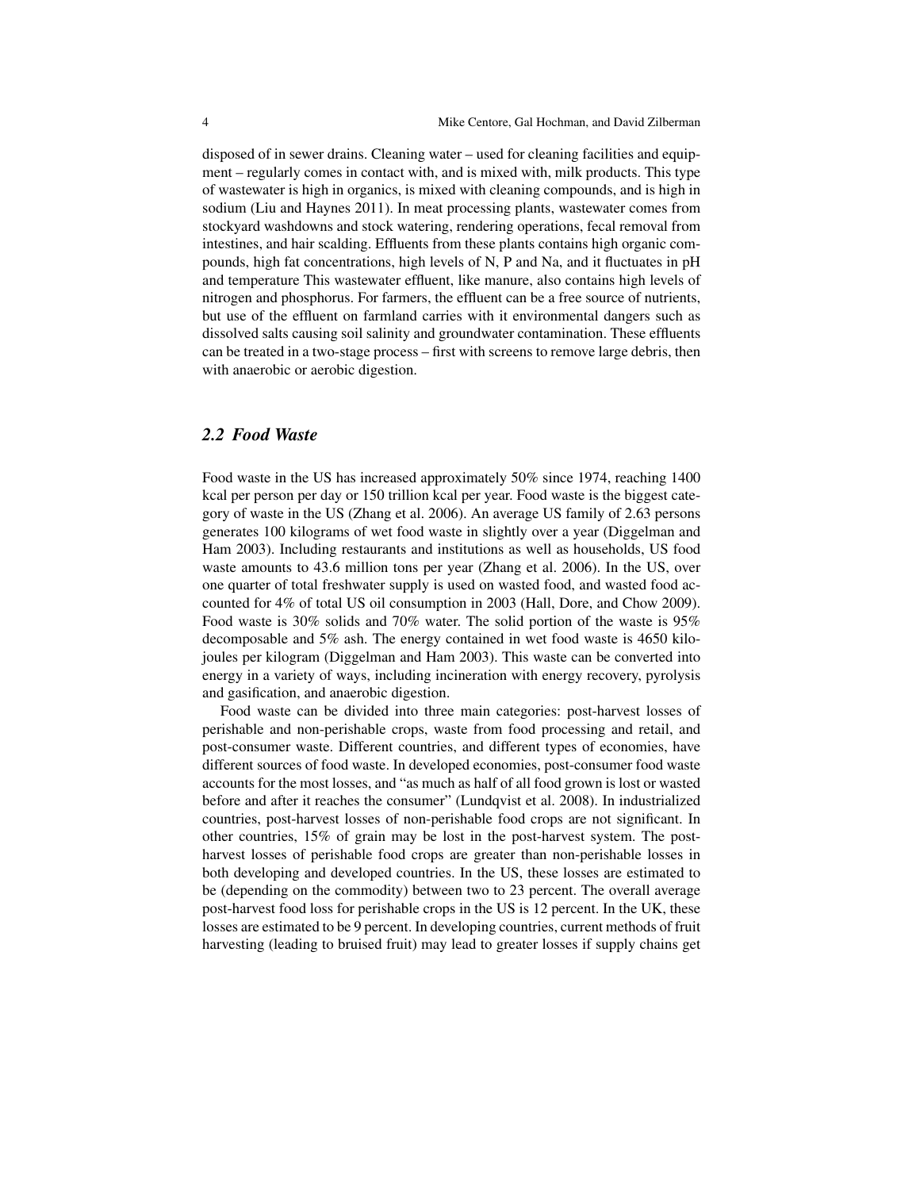disposed of in sewer drains. Cleaning water – used for cleaning facilities and equipment – regularly comes in contact with, and is mixed with, milk products. This type of wastewater is high in organics, is mixed with cleaning compounds, and is high in sodium (Liu and Haynes 2011). In meat processing plants, wastewater comes from stockyard washdowns and stock watering, rendering operations, fecal removal from intestines, and hair scalding. Effluents from these plants contains high organic compounds, high fat concentrations, high levels of N, P and Na, and it fluctuates in pH and temperature This wastewater effluent, like manure, also contains high levels of nitrogen and phosphorus. For farmers, the effluent can be a free source of nutrients, but use of the effluent on farmland carries with it environmental dangers such as dissolved salts causing soil salinity and groundwater contamination. These effluents can be treated in a two-stage process – first with screens to remove large debris, then with anaerobic or aerobic digestion.

### *2.2 Food Waste*

Food waste in the US has increased approximately 50% since 1974, reaching 1400 kcal per person per day or 150 trillion kcal per year. Food waste is the biggest category of waste in the US (Zhang et al. 2006). An average US family of 2.63 persons generates 100 kilograms of wet food waste in slightly over a year (Diggelman and Ham 2003). Including restaurants and institutions as well as households, US food waste amounts to 43.6 million tons per year (Zhang et al. 2006). In the US, over one quarter of total freshwater supply is used on wasted food, and wasted food accounted for 4% of total US oil consumption in 2003 (Hall, Dore, and Chow 2009). Food waste is 30% solids and 70% water. The solid portion of the waste is 95% decomposable and 5% ash. The energy contained in wet food waste is 4650 kilojoules per kilogram (Diggelman and Ham 2003). This waste can be converted into energy in a variety of ways, including incineration with energy recovery, pyrolysis and gasification, and anaerobic digestion.

Food waste can be divided into three main categories: post-harvest losses of perishable and non-perishable crops, waste from food processing and retail, and post-consumer waste. Different countries, and different types of economies, have different sources of food waste. In developed economies, post-consumer food waste accounts for the most losses, and "as much as half of all food grown is lost or wasted before and after it reaches the consumer" (Lundqvist et al. 2008). In industrialized countries, post-harvest losses of non-perishable food crops are not significant. In other countries, 15% of grain may be lost in the post-harvest system. The post-harvest losses of perishable food crops are greater than non-perishable losses in both developing and developed countries. In the US, these losses are estimated to be (depending on the commodity) between two to 23 percent. The overall average post-harvest food loss for perishable crops in the US is 12 percent. In the UK, these losses are estimated to be 9 percent. In developing countries, current methods of fruit harvesting (leading to bruised fruit) may lead to greater losses if supply chains get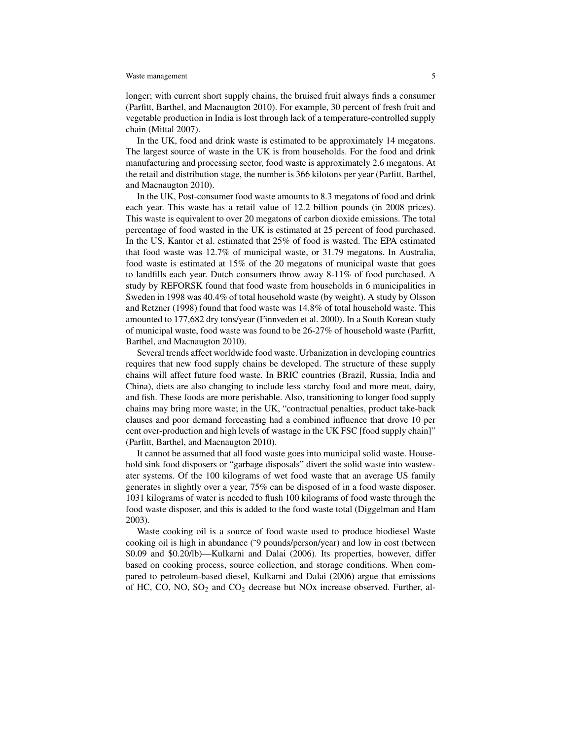longer; with current short supply chains, the bruised fruit always finds a consumer (Parfitt, Barthel, and Macnaugton 2010). For example, 30 percent of fresh fruit and vegetable production in India is lost through lack of a temperature-controlled supply chain (Mittal 2007).

In the UK, food and drink waste is estimated to be approximately 14 megatons. The largest source of waste in the UK is from households. For the food and drink manufacturing and processing sector, food waste is approximately 2.6 megatons. At the retail and distribution stage, the number is 366 kilotons per year (Parfitt, Barthel, and Macnaugton 2010).

In the UK, Post-consumer food waste amounts to 8.3 megatons of food and drink each year. This waste has a retail value of 12.2 billion pounds (in 2008 prices). This waste is equivalent to over 20 megatons of carbon dioxide emissions. The total percentage of food wasted in the UK is estimated at 25 percent of food purchased. In the US, Kantor et al. estimated that 25% of food is wasted. The EPA estimated that food waste was 12.7% of municipal waste, or 31.79 megatons. In Australia, food waste is estimated at 15% of the 20 megatons of municipal waste that goes to landfills each year. Dutch consumers throw away 8-11% of food purchased. A study by REFORSK found that food waste from households in 6 municipalities in Sweden in 1998 was 40.4% of total household waste (by weight). A study by Olsson and Retzner (1998) found that food waste was 14.8% of total household waste. This amounted to 177,682 dry tons/year (Finnveden et al. 2000). In a South Korean study of municipal waste, food waste was found to be 26-27% of household waste (Parfitt, Barthel, and Macnaugton 2010).

Several trends affect worldwide food waste. Urbanization in developing countries requires that new food supply chains be developed. The structure of these supply chains will affect future food waste. In BRIC countries (Brazil, Russia, India and China), diets are also changing to include less starchy food and more meat, dairy, and fish. These foods are more perishable. Also, transitioning to longer food supply chains may bring more waste; in the UK, "contractual penalties, product take-back clauses and poor demand forecasting had a combined influence that drove 10 per cent over-production and high levels of wastage in the UK FSC [food supply chain]" (Parfitt, Barthel, and Macnaugton 2010).

It cannot be assumed that all food waste goes into municipal solid waste. Household sink food disposers or "garbage disposals" divert the solid waste into wastewater systems. Of the 100 kilograms of wet food waste that an average US family generates in slightly over a year, 75% can be disposed of in a food waste disposer. 1031 kilograms of water is needed to flush 100 kilograms of food waste through the food waste disposer, and this is added to the food waste total (Diggelman and Ham 2003).

Waste cooking oil is a source of food waste used to produce biodiesel Waste cooking oil is high in abundance (~9 pounds/person/year) and low in cost (between \$0.09 and \$0.20/lb)—Kulkarni and Dalai (2006). Its properties, however, differ based on cooking process, source collection, and storage conditions. When compared to petroleum-based diesel, Kulkarni and Dalai (2006) argue that emissions of HC, CO, NO, $SO_2$ and $CO_2$ decrease but NOx increase observed. Further, al-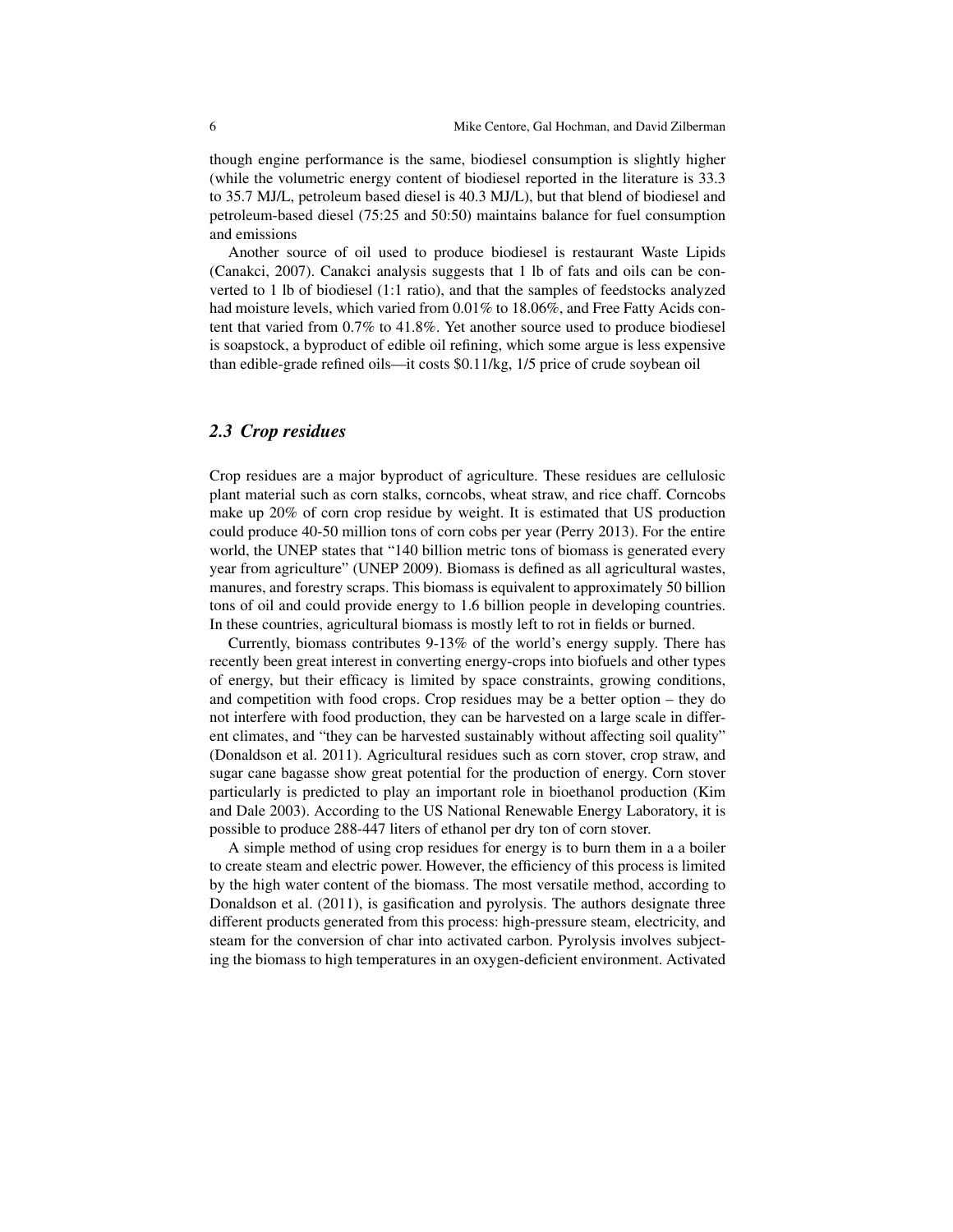though engine performance is the same, biodiesel consumption is slightly higher (while the volumetric energy content of biodiesel reported in the literature is 33.3 to 35.7 MJ/L, petroleum based diesel is 40.3 MJ/L), but that blend of biodiesel and petroleum-based diesel (75:25 and 50:50) maintains balance for fuel consumption and emissions

Another source of oil used to produce biodiesel is restaurant Waste Lipids (Canakci, 2007). Canakci analysis suggests that 1 lb of fats and oils can be converted to 1 lb of biodiesel (1:1 ratio), and that the samples of feedstocks analyzed had moisture levels, which varied from 0.01% to 18.06%, and Free Fatty Acids content that varied from 0.7% to 41.8%. Yet another source used to produce biodiesel is soapstock, a byproduct of edible oil refining, which some argue is less expensive than edible-grade refined oils—it costs $0.11/kg, 1/5 price of crude soybean oil

### *2.3 Crop residues*

Crop residues are a major byproduct of agriculture. These residues are cellulosic plant material such as corn stalks, corncobs, wheat straw, and rice chaff. Corncobs make up 20% of corn crop residue by weight. It is estimated that US production could produce 40-50 million tons of corn cobs per year (Perry 2013). For the entire world, the UNEP states that "140 billion metric tons of biomass is generated every year from agriculture" (UNEP 2009). Biomass is defined as all agricultural wastes, manures, and forestry scraps. This biomass is equivalent to approximately 50 billion tons of oil and could provide energy to 1.6 billion people in developing countries. In these countries, agricultural biomass is mostly left to rot in fields or burned.

Currently, biomass contributes 9-13% of the world's energy supply. There has recently been great interest in converting energy-crops into biofuels and other types of energy, but their efficacy is limited by space constraints, growing conditions, and competition with food crops. Crop residues may be a better option – they do not interfere with food production, they can be harvested on a large scale in different climates, and "they can be harvested sustainably without affecting soil quality" (Donaldson et al. 2011). Agricultural residues such as corn stover, crop straw, and sugar cane bagasse show great potential for the production of energy. Corn stover particularly is predicted to play an important role in bioethanol production (Kim and Dale 2003). According to the US National Renewable Energy Laboratory, it is possible to produce 288-447 liters of ethanol per dry ton of corn stover.

A simple method of using crop residues for energy is to burn them in a a boiler to create steam and electric power. However, the efficiency of this process is limited by the high water content of the biomass. The most versatile method, according to Donaldson et al. (2011), is gasification and pyrolysis. The authors designate three different products generated from this process: high-pressure steam, electricity, and steam for the conversion of char into activated carbon. Pyrolysis involves subjecting the biomass to high temperatures in an oxygen-deficient environment. Activated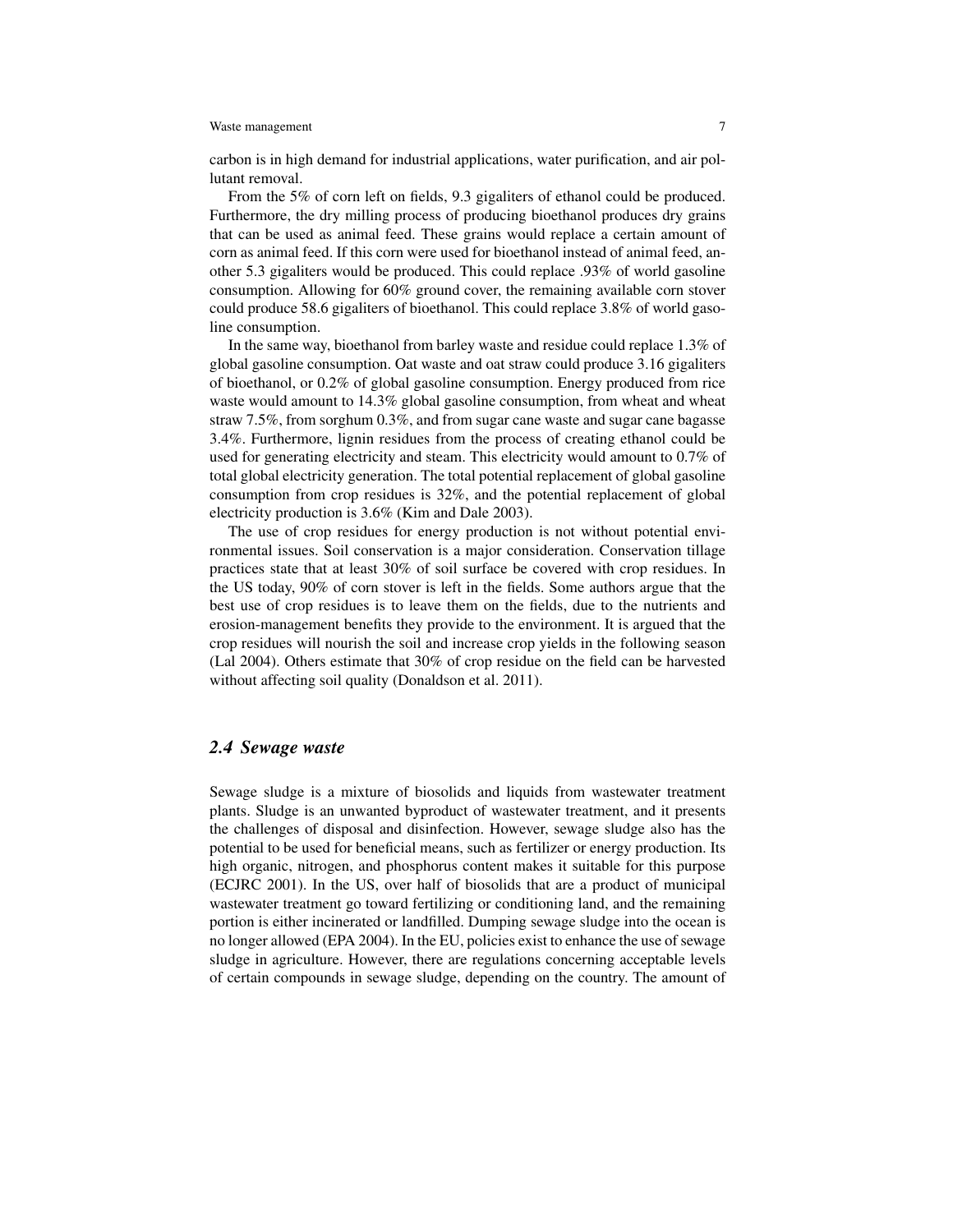carbon is in high demand for industrial applications, water purification, and air pollutant removal.

From the 5% of corn left on fields, 9.3 gigaliters of ethanol could be produced. Furthermore, the dry milling process of producing bioethanol produces dry grains that can be used as animal feed. These grains would replace a certain amount of corn as animal feed. If this corn were used for bioethanol instead of animal feed, another 5.3 gigaliters would be produced. This could replace .93% of world gasoline consumption. Allowing for 60% ground cover, the remaining available corn stover could produce 58.6 gigaliters of bioethanol. This could replace 3.8% of world gasoline consumption.

In the same way, bioethanol from barley waste and residue could replace 1.3% of global gasoline consumption. Oat waste and oat straw could produce 3.16 gigaliters of bioethanol, or 0.2% of global gasoline consumption. Energy produced from rice waste would amount to 14.3% global gasoline consumption, from wheat and wheat straw 7.5%, from sorghum 0.3%, and from sugar cane waste and sugar cane bagasse 3.4%. Furthermore, lignin residues from the process of creating ethanol could be used for generating electricity and steam. This electricity would amount to 0.7% of total global electricity generation. The total potential replacement of global gasoline consumption from crop residues is 32%, and the potential replacement of global electricity production is 3.6% (Kim and Dale 2003).

The use of crop residues for energy production is not without potential environmental issues. Soil conservation is a major consideration. Conservation tillage practices state that at least 30% of soil surface be covered with crop residues. In the US today, 90% of corn stover is left in the fields. Some authors argue that the best use of crop residues is to leave them on the fields, due to the nutrients and erosion-management benefits they provide to the environment. It is argued that the crop residues will nourish the soil and increase crop yields in the following season (Lal 2004). Others estimate that 30% of crop residue on the field can be harvested without affecting soil quality (Donaldson et al. 2011).

## 2.4 Sewage waste

Sewage sludge is a mixture of biosolids and liquids from wastewater treatment plants. Sludge is an unwanted byproduct of wastewater treatment, and it presents the challenges of disposal and disinfection. However, sewage sludge also has the potential to be used for beneficial means, such as fertilizer or energy production. Its high organic, nitrogen, and phosphorus content makes it suitable for this purpose (ECJRC 2001). In the US, over half of biosolids that are a product of municipal wastewater treatment go toward fertilizing or conditioning land, and the remaining portion is either incinerated or landfilled. Dumping sewage sludge into the ocean is no longer allowed (EPA 2004). In the EU, policies exist to enhance the use of sewage sludge in agriculture. However, there are regulations concerning acceptable levels of certain compounds in sewage sludge, depending on the country. The amount of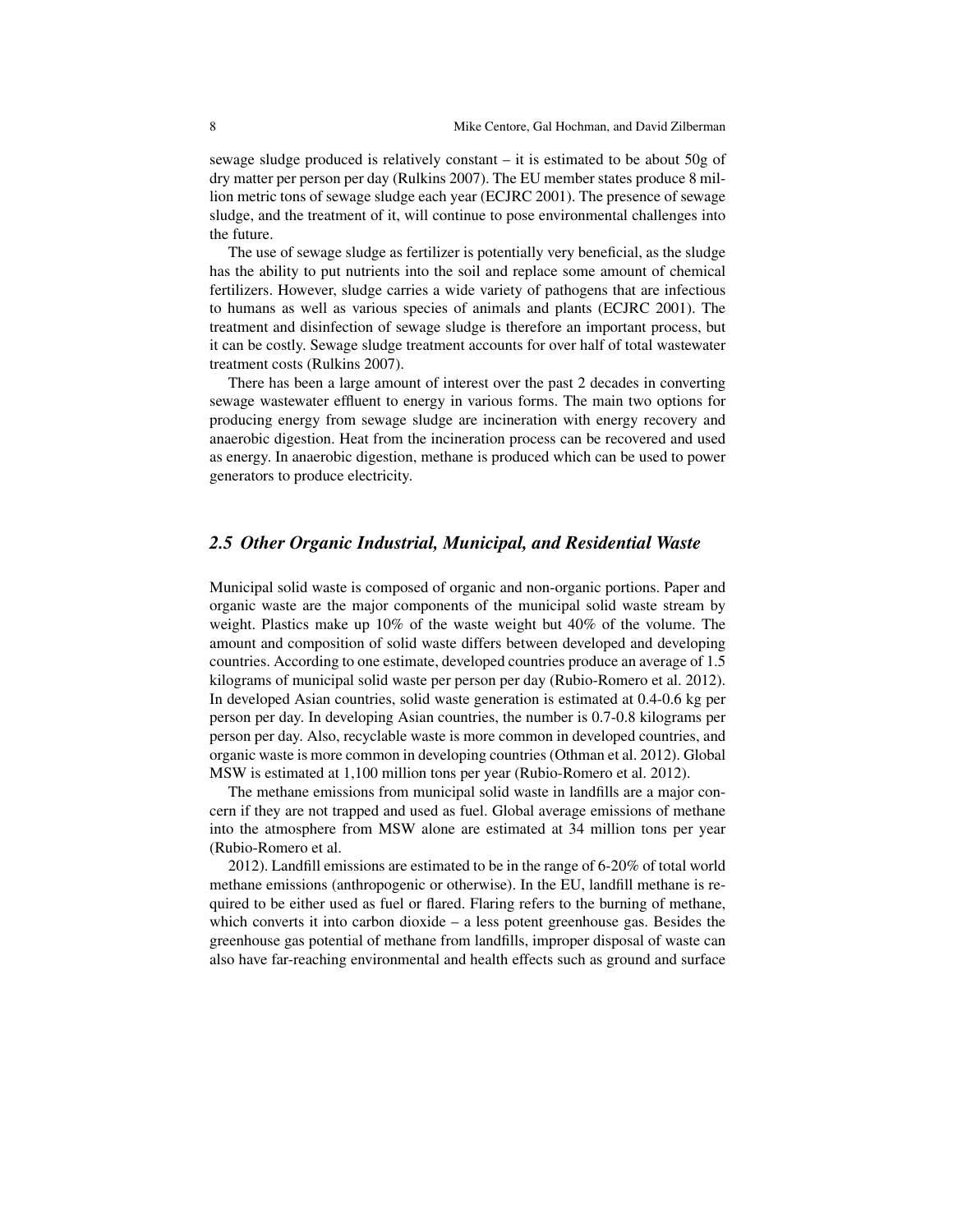sewage sludge produced is relatively constant – it is estimated to be about 50g of dry matter per person per day (Rulkins 2007). The EU member states produce 8 million metric tons of sewage sludge each year (ECJRC 2001). The presence of sewage sludge, and the treatment of it, will continue to pose environmental challenges into the future.

The use of sewage sludge as fertilizer is potentially very beneficial, as the sludge has the ability to put nutrients into the soil and replace some amount of chemical fertilizers. However, sludge carries a wide variety of pathogens that are infectious to humans as well as various species of animals and plants (ECJRC 2001). The treatment and disinfection of sewage sludge is therefore an important process, but it can be costly. Sewage sludge treatment accounts for over half of total wastewater treatment costs (Rulkins 2007).

There has been a large amount of interest over the past 2 decades in converting sewage wastewater effluent to energy in various forms. The main two options for producing energy from sewage sludge are incineration with energy recovery and anaerobic digestion. Heat from the incineration process can be recovered and used as energy. In anaerobic digestion, methane is produced which can be used to power generators to produce electricity.

## *2.5 Other Organic Industrial, Municipal, and Residential Waste*

Municipal solid waste is composed of organic and non-organic portions. Paper and organic waste are the major components of the municipal solid waste stream by weight. Plastics make up 10% of the waste weight but 40% of the volume. The amount and composition of solid waste differs between developed and developing countries. According to one estimate, developed countries produce an average of 1.5 kilograms of municipal solid waste per person per day (Rubio-Romero et al. 2012). In developed Asian countries, solid waste generation is estimated at 0.4-0.6 kg per person per day. In developing Asian countries, the number is 0.7-0.8 kilograms per person per day. Also, recyclable waste is more common in developed countries, and organic waste is more common in developing countries (Othman et al. 2012). Global MSW is estimated at 1,100 million tons per year (Rubio-Romero et al. 2012).

The methane emissions from municipal solid waste in landfills are a major concern if they are not trapped and used as fuel. Global average emissions of methane into the atmosphere from MSW alone are estimated at 34 million tons per year (Rubio-Romero et al.

2012). Landfill emissions are estimated to be in the range of 6-20% of total world methane emissions (anthropogenic or otherwise). In the EU, landfill methane is required to be either used as fuel or flared. Flaring refers to the burning of methane, which converts it into carbon dioxide – a less potent greenhouse gas. Besides the greenhouse gas potential of methane from landfills, improper disposal of waste can also have far-reaching environmental and health effects such as ground and surface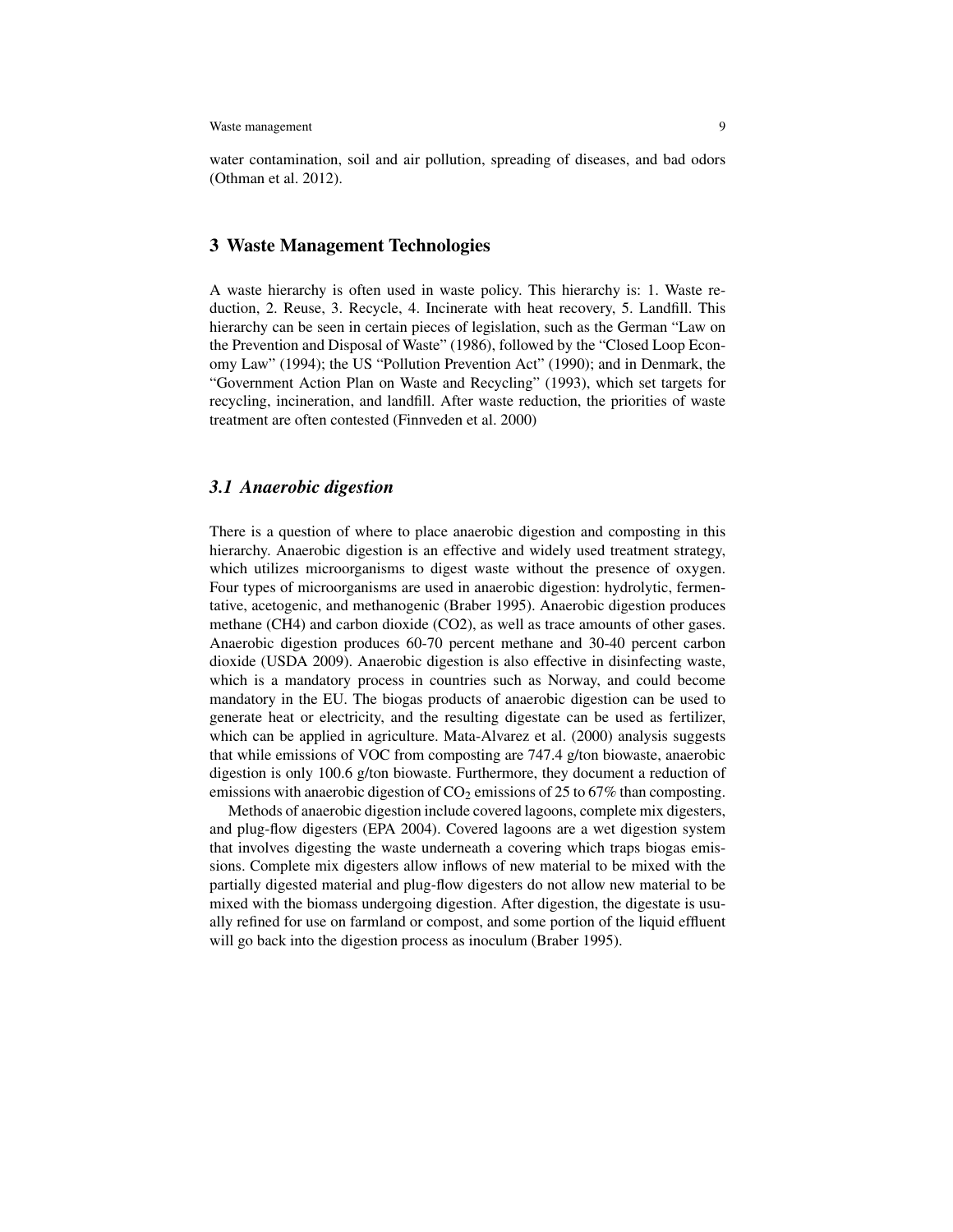water contamination, soil and air pollution, spreading of diseases, and bad odors (Othman et al. 2012).

## 3 Waste Management Technologies

A waste hierarchy is often used in waste policy. This hierarchy is: 1. Waste reduction, 2. Reuse, 3. Recycle, 4. Incinerate with heat recovery, 5. Landfill. This hierarchy can be seen in certain pieces of legislation, such as the German "Law on the Prevention and Disposal of Waste" (1986), followed by the "Closed Loop Economy Law" (1994); the US "Pollution Prevention Act" (1990); and in Denmark, the "Government Action Plan on Waste and Recycling" (1993), which set targets for recycling, incineration, and landfill. After waste reduction, the priorities of waste treatment are often contested (Finnveden et al. 2000)

### *3.1 Anaerobic digestion*

There is a question of where to place anaerobic digestion and composting in this hierarchy. Anaerobic digestion is an effective and widely used treatment strategy, which utilizes microorganisms to digest waste without the presence of oxygen. Four types of microorganisms are used in anaerobic digestion: hydrolytic, fermentative, acetogenic, and methanogenic (Braber 1995). Anaerobic digestion produces methane (CH4) and carbon dioxide (CO2), as well as trace amounts of other gases. Anaerobic digestion produces 60-70 percent methane and 30-40 percent carbon dioxide (USDA 2009). Anaerobic digestion is also effective in disinfecting waste, which is a mandatory process in countries such as Norway, and could become mandatory in the EU. The biogas products of anaerobic digestion can be used to generate heat or electricity, and the resulting digestate can be used as fertilizer, which can be applied in agriculture. Mata-Alvarez et al. (2000) analysis suggests that while emissions of VOC from composting are 747.4 g/ton biowaste, anaerobic digestion is only 100.6 g/ton biowaste. Furthermore, they document a reduction of emissions with anaerobic digestion of $CO_2$ emissions of 25 to 67% than composting.

Methods of anaerobic digestion include covered lagoons, complete mix digesters, and plug-flow digesters (EPA 2004). Covered lagoons are a wet digestion system that involves digesting the waste underneath a covering which traps biogas emissions. Complete mix digesters allow inflows of new material to be mixed with the partially digested material and plug-flow digesters do not allow new material to be mixed with the biomass undergoing digestion. After digestion, the digestate is usually refined for use on farmland or compost, and some portion of the liquid effluent will go back into the digestion process as inoculum (Braber 1995).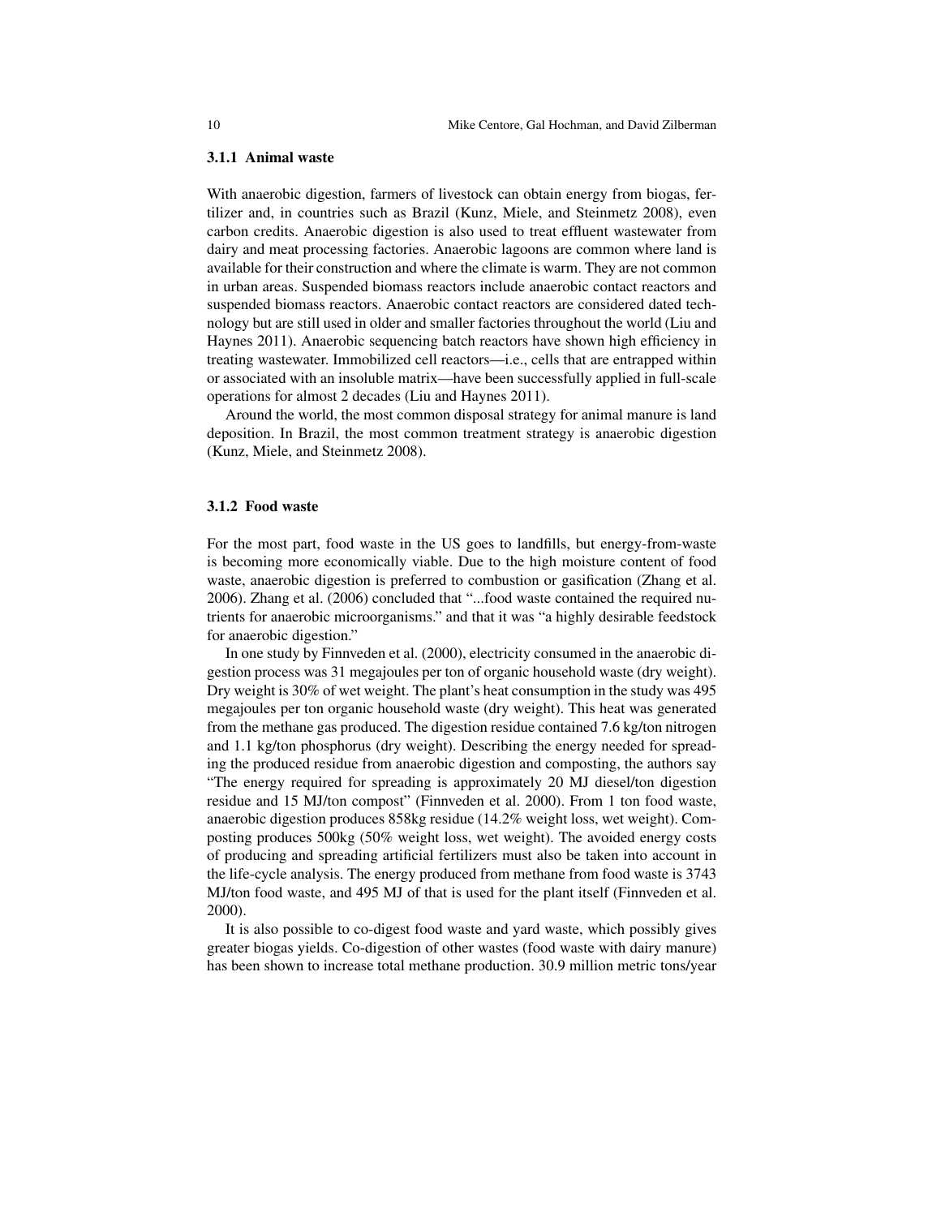### 3.1.1 Animal waste

With anaerobic digestion, farmers of livestock can obtain energy from biogas, fertilizer and, in countries such as Brazil (Kunz, Miele, and Steinmetz 2008), even carbon credits. Anaerobic digestion is also used to treat effluent wastewater from dairy and meat processing factories. Anaerobic lagoons are common where land is available for their construction and where the climate is warm. They are not common in urban areas. Suspended biomass reactors include anaerobic contact reactors and suspended biomass reactors. Anaerobic contact reactors are considered dated technology but are still used in older and smaller factories throughout the world (Liu and Haynes 2011). Anaerobic sequencing batch reactors have shown high efficiency in treating wastewater. Immobilized cell reactors—i.e., cells that are entrapped within or associated with an insoluble matrix—have been successfully applied in full-scale operations for almost 2 decades (Liu and Haynes 2011).

Around the world, the most common disposal strategy for animal manure is land deposition. In Brazil, the most common treatment strategy is anaerobic digestion (Kunz, Miele, and Steinmetz 2008).

### 3.1.2 Food waste

For the most part, food waste in the US goes to landfills, but energy-from-waste is becoming more economically viable. Due to the high moisture content of food waste, anaerobic digestion is preferred to combustion or gasification (Zhang et al. 2006). Zhang et al. (2006) concluded that "...food waste contained the required nutrients for anaerobic microorganisms." and that it was "a highly desirable feedstock for anaerobic digestion."

In one study by Finnveden et al. (2000), electricity consumed in the anaerobic digestion process was 31 megajoules per ton of organic household waste (dry weight). Dry weight is 30% of wet weight. The plant's heat consumption in the study was 495 megajoules per ton organic household waste (dry weight). This heat was generated from the methane gas produced. The digestion residue contained 7.6 kg/ton nitrogen and 1.1 kg/ton phosphorus (dry weight). Describing the energy needed for spreading the produced residue from anaerobic digestion and composting, the authors say "The energy required for spreading is approximately 20 MJ diesel/ton digestion residue and 15 MJ/ton compost" (Finnveden et al. 2000). From 1 ton food waste, anaerobic digestion produces 858kg residue (14.2% weight loss, wet weight). Composting produces 500kg (50% weight loss, wet weight). The avoided energy costs of producing and spreading artificial fertilizers must also be taken into account in the life-cycle analysis. The energy produced from methane from food waste is 3743 MJ/ton food waste, and 495 MJ of that is used for the plant itself (Finnveden et al. 2000).

It is also possible to co-digest food waste and yard waste, which possibly gives greater biogas yields. Co-digestion of other wastes (food waste with dairy manure) has been shown to increase total methane production. 30.9 million metric tons/year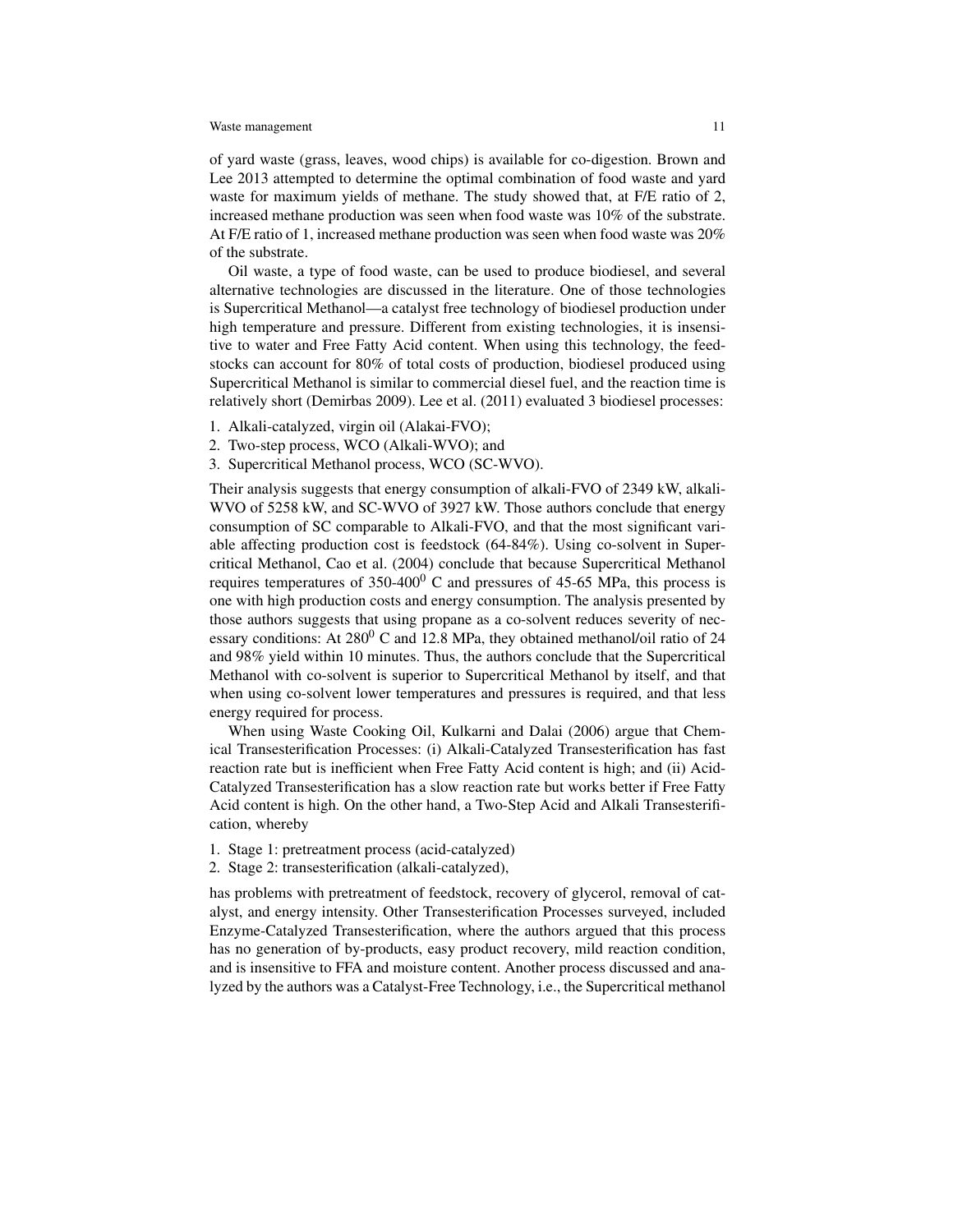of yard waste (grass, leaves, wood chips) is available for co-digestion. Brown and Lee 2013 attempted to determine the optimal combination of food waste and yard waste for maximum yields of methane. The study showed that, at F/E ratio of 2, increased methane production was seen when food waste was 10% of the substrate. At F/E ratio of 1, increased methane production was seen when food waste was 20% of the substrate.

Oil waste, a type of food waste, can be used to produce biodiesel, and several alternative technologies are discussed in the literature. One of those technologies is Supercritical Methanol—a catalyst free technology of biodiesel production under high temperature and pressure. Different from existing technologies, it is insensitive to water and Free Fatty Acid content. When using this technology, the feedstocks can account for 80% of total costs of production, biodiesel produced using Supercritical Methanol is similar to commercial diesel fuel, and the reaction time is relatively short (Demirbas 2009). Lee et al. (2011) evaluated 3 biodiesel processes:

1. Alkali-catalyzed, virgin oil (Alakai-FVO);
2. Two-step process, WCO (Alkali-WVO); and
3. Supercritical Methanol process, WCO (SC-WVO).

Their analysis suggests that energy consumption of alkali-FVO of 2349 kW, alkali-WVO of 5258 kW, and SC-WVO of 3927 kW. Those authors conclude that energy consumption of SC comparable to Alkali-FVO, and that the most significant variable affecting production cost is feedstock (64-84%). Using co-solvent in Supercritical Methanol, Cao et al. (2004) conclude that because Supercritical Methanol requires temperatures of 350-400$^0$ C and pressures of 45-65 MPa, this process is one with high production costs and energy consumption. The analysis presented by those authors suggests that using propane as a co-solvent reduces severity of necessary conditions: At 280$^0$ C and 12.8 MPa, they obtained methanol/oil ratio of 24 and 98% yield within 10 minutes. Thus, the authors conclude that the Supercritical Methanol with co-solvent is superior to Supercritical Methanol by itself, and that when using co-solvent lower temperatures and pressures is required, and that less energy required for process.

When using Waste Cooking Oil, Kulkarni and Dalai (2006) argue that Chemical Transesterification Processes: (i) Alkali-Catalyzed Transesterification has fast reaction rate but is inefficient when Free Fatty Acid content is high; and (ii) Acid-Catalyzed Transesterification has a slow reaction rate but works better if Free Fatty Acid content is high. On the other hand, a Two-Step Acid and Alkali Transesterification, whereby

1. Stage 1: pretreatment process (acid-catalyzed)
2. Stage 2: transesterification (alkali-catalyzed),

has problems with pretreatment of feedstock, recovery of glycerol, removal of catalyst, and energy intensity. Other Transesterification Processes surveyed, included Enzyme-Catalyzed Transesterification, where the authors argued that this process has no generation of by-products, easy product recovery, mild reaction condition, and is insensitive to FFA and moisture content. Another process discussed and analyzed by the authors was a Catalyst-Free Technology, i.e., the Supercritical methanol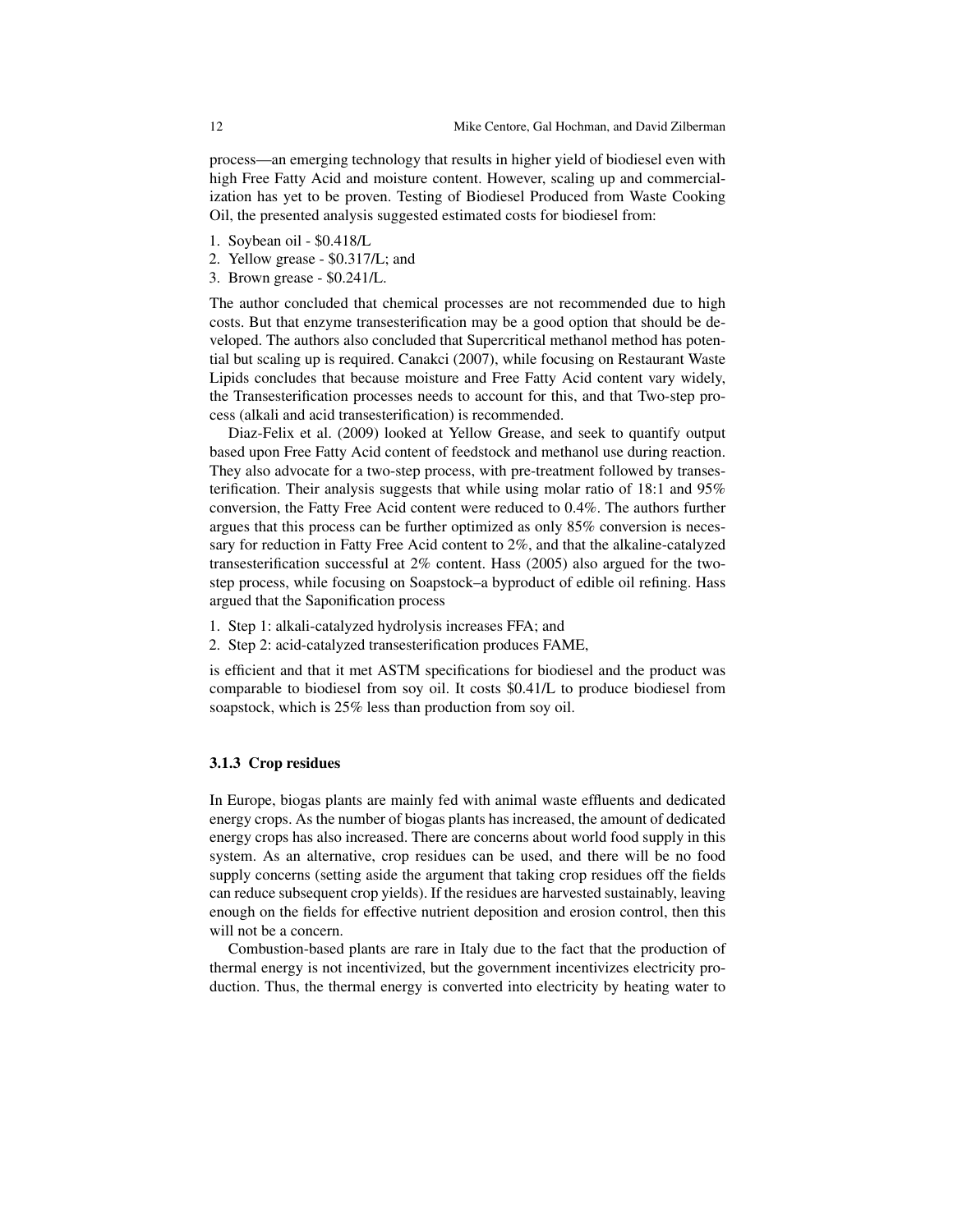process—an emerging technology that results in higher yield of biodiesel even with high Free Fatty Acid and moisture content. However, scaling up and commercialization has yet to be proven. Testing of Biodiesel Produced from Waste Cooking Oil, the presented analysis suggested estimated costs for biodiesel from:

1. Soybean oil - $0.418/L
2. Yellow grease - $0.317/L; and
3. Brown grease - $0.241/L.

The author concluded that chemical processes are not recommended due to high costs. But that enzyme transesterification may be a good option that should be developed. The authors also concluded that Supercritical methanol method has potential but scaling up is required. Canakci (2007), while focusing on Restaurant Waste Lipids concludes that because moisture and Free Fatty Acid content vary widely, the Transesterification processes needs to account for this, and that Two-step process (alkali and acid transesterification) is recommended.

Diaz-Felix et al. (2009) looked at Yellow Grease, and seek to quantify output based upon Free Fatty Acid content of feedstock and methanol use during reaction. They also advocate for a two-step process, with pre-treatment followed by transesterification. Their analysis suggests that while using molar ratio of 18:1 and 95% conversion, the Fatty Free Acid content were reduced to 0.4%. The authors further argues that this process can be further optimized as only 85% conversion is necessary for reduction in Fatty Free Acid content to 2%, and that the alkaline-catalyzed transesterification successful at 2% content. Hass (2005) also argued for the two-step process, while focusing on Soapstock–a byproduct of edible oil refining. Hass argued that the Saponification process

1. Step 1: alkali-catalyzed hydrolysis increases FFA; and
2. Step 2: acid-catalyzed transesterification produces FAME,

is efficient and that it met ASTM specifications for biodiesel and the product was comparable to biodiesel from soy oil. It costs $0.41/L to produce biodiesel from soapstock, which is 25% less than production from soy oil.

### 3.1.3 Crop residues

In Europe, biogas plants are mainly fed with animal waste effluents and dedicated energy crops. As the number of biogas plants has increased, the amount of dedicated energy crops has also increased. There are concerns about world food supply in this system. As an alternative, crop residues can be used, and there will be no food supply concerns (setting aside the argument that taking crop residues off the fields can reduce subsequent crop yields). If the residues are harvested sustainably, leaving enough on the fields for effective nutrient deposition and erosion control, then this will not be a concern.

Combustion-based plants are rare in Italy due to the fact that the production of thermal energy is not incentivized, but the government incentivizes electricity production. Thus, the thermal energy is converted into electricity by heating water to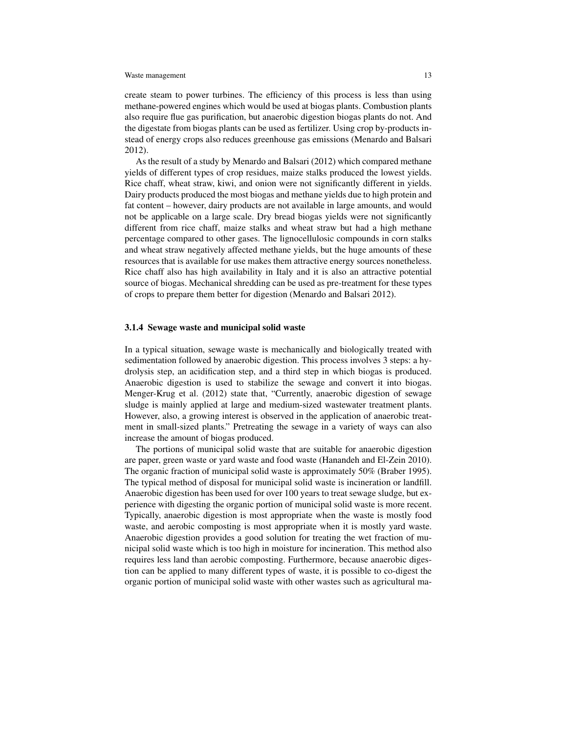create steam to power turbines. The efficiency of this process is less than using methane-powered engines which would be used at biogas plants. Combustion plants also require flue gas purification, but anaerobic digestion biogas plants do not. And the digestate from biogas plants can be used as fertilizer. Using crop by-products instead of energy crops also reduces greenhouse gas emissions (Menardo and Balsari 2012).

As the result of a study by Menardo and Balsari (2012) which compared methane yields of different types of crop residues, maize stalks produced the lowest yields. Rice chaff, wheat straw, kiwi, and onion were not significantly different in yields. Dairy products produced the most biogas and methane yields due to high protein and fat content – however, dairy products are not available in large amounts, and would not be applicable on a large scale. Dry bread biogas yields were not significantly different from rice chaff, maize stalks and wheat straw but had a high methane percentage compared to other gases. The lignocellulosic compounds in corn stalks and wheat straw negatively affected methane yields, but the huge amounts of these resources that is available for use makes them attractive energy sources nonetheless. Rice chaff also has high availability in Italy and it is also an attractive potential source of biogas. Mechanical shredding can be used as pre-treatment for these types of crops to prepare them better for digestion (Menardo and Balsari 2012).

### 3.1.4 Sewage waste and municipal solid waste

In a typical situation, sewage waste is mechanically and biologically treated with sedimentation followed by anaerobic digestion. This process involves 3 steps: a hydrolysis step, an acidification step, and a third step in which biogas is produced. Anaerobic digestion is used to stabilize the sewage and convert it into biogas. Menger-Krug et al. (2012) state that, "Currently, anaerobic digestion of sewage sludge is mainly applied at large and medium-sized wastewater treatment plants. However, also, a growing interest is observed in the application of anaerobic treatment in small-sized plants." Pretreating the sewage in a variety of ways can also increase the amount of biogas produced.

The portions of municipal solid waste that are suitable for anaerobic digestion are paper, green waste or yard waste and food waste (Hanandeh and El-Zein 2010). The organic fraction of municipal solid waste is approximately 50% (Braber 1995). The typical method of disposal for municipal solid waste is incineration or landfill. Anaerobic digestion has been used for over 100 years to treat sewage sludge, but experience with digesting the organic portion of municipal solid waste is more recent. Typically, anaerobic digestion is most appropriate when the waste is mostly food waste, and aerobic composting is most appropriate when it is mostly yard waste. Anaerobic digestion provides a good solution for treating the wet fraction of municipal solid waste which is too high in moisture for incineration. This method also requires less land than aerobic composting. Furthermore, because anaerobic digestion can be applied to many different types of waste, it is possible to co-digest the organic portion of municipal solid waste with other wastes such as agricultural ma-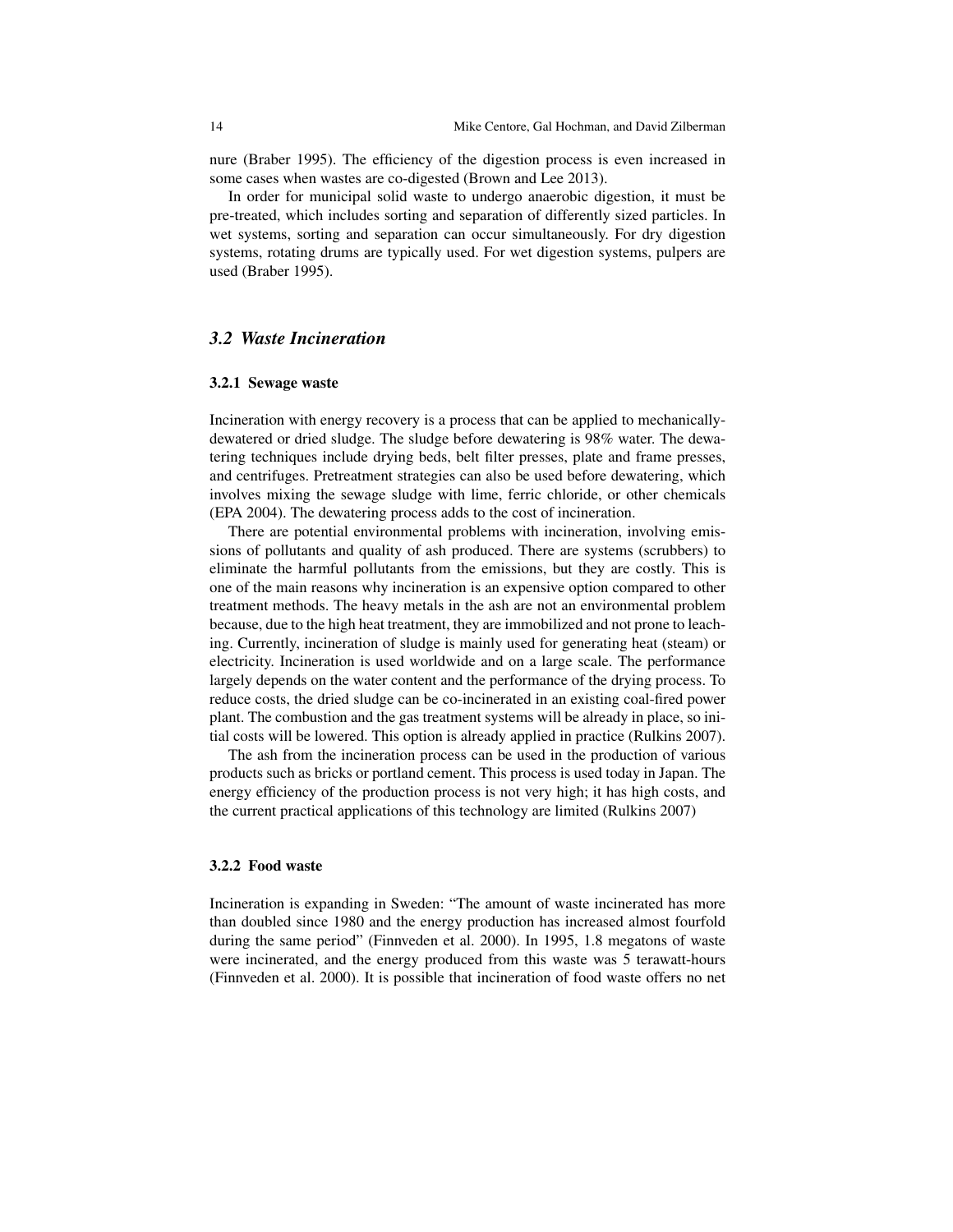nure (Braber 1995). The efficiency of the digestion process is even increased in some cases when wastes are co-digested (Brown and Lee 2013).

In order for municipal solid waste to undergo anaerobic digestion, it must be pre-treated, which includes sorting and separation of differently sized particles. In wet systems, sorting and separation can occur simultaneously. For dry digestion systems, rotating drums are typically used. For wet digestion systems, pulpers are used (Braber 1995).

## *3.2 Waste Incineration*

### 3.2.1 Sewage waste

Incineration with energy recovery is a process that can be applied to mechanically-dewatered or dried sludge. The sludge before dewatering is 98% water. The dewatering techniques include drying beds, belt filter presses, plate and frame presses, and centrifuges. Pretreatment strategies can also be used before dewatering, which involves mixing the sewage sludge with lime, ferric chloride, or other chemicals (EPA 2004). The dewatering process adds to the cost of incineration.

There are potential environmental problems with incineration, involving emissions of pollutants and quality of ash produced. There are systems (scrubbers) to eliminate the harmful pollutants from the emissions, but they are costly. This is one of the main reasons why incineration is an expensive option compared to other treatment methods. The heavy metals in the ash are not an environmental problem because, due to the high heat treatment, they are immobilized and not prone to leaching. Currently, incineration of sludge is mainly used for generating heat (steam) or electricity. Incineration is used worldwide and on a large scale. The performance largely depends on the water content and the performance of the drying process. To reduce costs, the dried sludge can be co-incinerated in an existing coal-fired power plant. The combustion and the gas treatment systems will be already in place, so initial costs will be lowered. This option is already applied in practice (Rulkins 2007).

The ash from the incineration process can be used in the production of various products such as bricks or portland cement. This process is used today in Japan. The energy efficiency of the production process is not very high; it has high costs, and the current practical applications of this technology are limited (Rulkins 2007)

### 3.2.2 Food waste

Incineration is expanding in Sweden: "The amount of waste incinerated has more than doubled since 1980 and the energy production has increased almost fourfold during the same period" (Finnveden et al. 2000). In 1995, 1.8 megatons of waste were incinerated, and the energy produced from this waste was 5 terawatt-hours (Finnveden et al. 2000). It is possible that incineration of food waste offers no net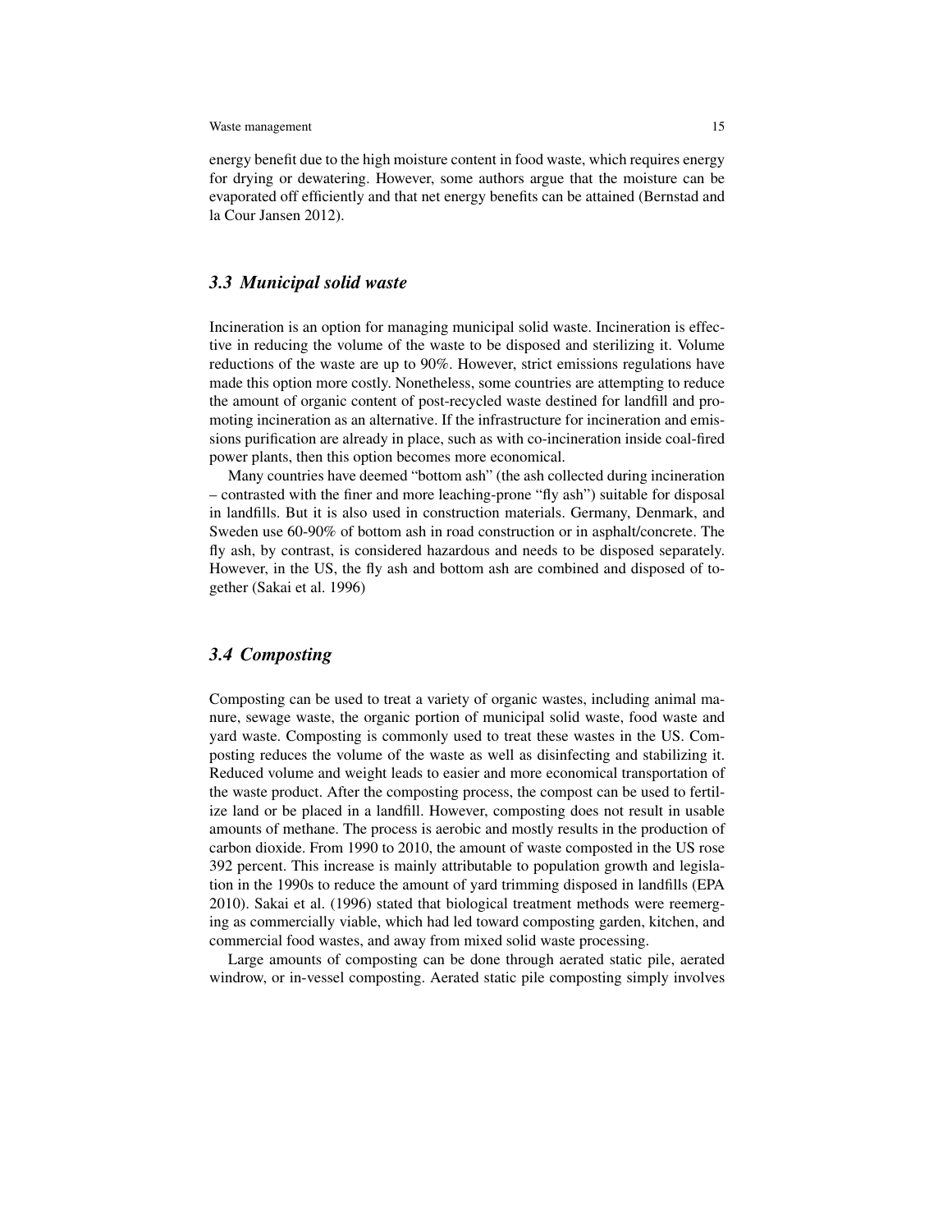energy benefit due to the high moisture content in food waste, which requires energy for drying or dewatering. However, some authors argue that the moisture can be evaporated off efficiently and that net energy benefits can be attained (Bernstad and la Cour Jansen 2012).

### *3.3 Municipal solid waste*

Incineration is an option for managing municipal solid waste. Incineration is effective in reducing the volume of the waste to be disposed and sterilizing it. Volume reductions of the waste are up to 90%. However, strict emissions regulations have made this option more costly. Nonetheless, some countries are attempting to reduce the amount of organic content of post-recycled waste destined for landfill and promoting incineration as an alternative. If the infrastructure for incineration and emissions purification are already in place, such as with co-incineration inside coal-fired power plants, then this option becomes more economical.

Many countries have deemed "bottom ash" (the ash collected during incineration – contrasted with the finer and more leaching-prone "fly ash") suitable for disposal in landfills. But it is also used in construction materials. Germany, Denmark, and Sweden use 60-90% of bottom ash in road construction or in asphalt/concrete. The fly ash, by contrast, is considered hazardous and needs to be disposed separately. However, in the US, the fly ash and bottom ash are combined and disposed of together (Sakai et al. 1996)

### *3.4 Composting*

Composting can be used to treat a variety of organic wastes, including animal manure, sewage waste, the organic portion of municipal solid waste, food waste and yard waste. Composting is commonly used to treat these wastes in the US. Composting reduces the volume of the waste as well as disinfecting and stabilizing it. Reduced volume and weight leads to easier and more economical transportation of the waste product. After the composting process, the compost can be used to fertilize land or be placed in a landfill. However, composting does not result in usable amounts of methane. The process is aerobic and mostly results in the production of carbon dioxide. From 1990 to 2010, the amount of waste composted in the US rose 392 percent. This increase is mainly attributable to population growth and legislation in the 1990s to reduce the amount of yard trimming disposed in landfills (EPA 2010). Sakai et al. (1996) stated that biological treatment methods were reemerging as commercially viable, which had led toward composting garden, kitchen, and commercial food wastes, and away from mixed solid waste processing.

Large amounts of composting can be done through aerated static pile, aerated windrow, or in-vessel composting. Aerated static pile composting simply involves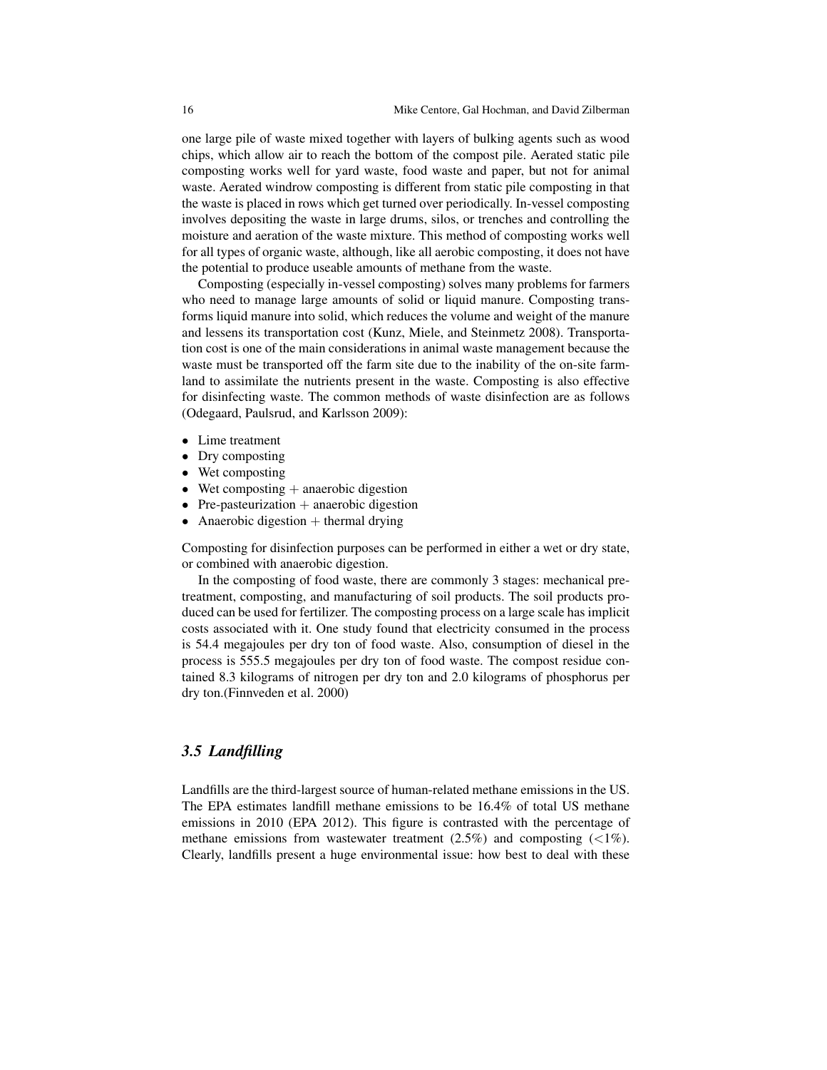one large pile of waste mixed together with layers of bulking agents such as wood chips, which allow air to reach the bottom of the compost pile. Aerated static pile composting works well for yard waste, food waste and paper, but not for animal waste. Aerated windrow composting is different from static pile composting in that the waste is placed in rows which get turned over periodically. In-vessel composting involves depositing the waste in large drums, silos, or trenches and controlling the moisture and aeration of the waste mixture. This method of composting works well for all types of organic waste, although, like all aerobic composting, it does not have the potential to produce useable amounts of methane from the waste.

Composting (especially in-vessel composting) solves many problems for farmers who need to manage large amounts of solid or liquid manure. Composting transforms liquid manure into solid, which reduces the volume and weight of the manure and lessens its transportation cost (Kunz, Miele, and Steinmetz 2008). Transportation cost is one of the main considerations in animal waste management because the waste must be transported off the farm site due to the inability of the on-site farmland to assimilate the nutrients present in the waste. Composting is also effective for disinfecting waste. The common methods of waste disinfection are as follows (Odegaard, Paulsrud, and Karlsson 2009):

- Lime treatment
- Dry composting
- Wet composting
- Wet composting + anaerobic digestion
- Pre-pasteurization + anaerobic digestion
- Anaerobic digestion + thermal drying

Composting for disinfection purposes can be performed in either a wet or dry state, or combined with anaerobic digestion.

In the composting of food waste, there are commonly 3 stages: mechanical pretreatment, composting, and manufacturing of soil products. The soil products produced can be used for fertilizer. The composting process on a large scale has implicit costs associated with it. One study found that electricity consumed in the process is 54.4 megajoules per dry ton of food waste. Also, consumption of diesel in the process is 555.5 megajoules per dry ton of food waste. The compost residue contained 8.3 kilograms of nitrogen per dry ton and 2.0 kilograms of phosphorus per dry ton.(Finnveden et al. 2000)

### *3.5 Landfilling*

Landfills are the third-largest source of human-related methane emissions in the US. The EPA estimates landfill methane emissions to be 16.4% of total US methane emissions in 2010 (EPA 2012). This figure is contrasted with the percentage of methane emissions from wastewater treatment (2.5%) and composting ($<1\%$). Clearly, landfills present a huge environmental issue: how best to deal with these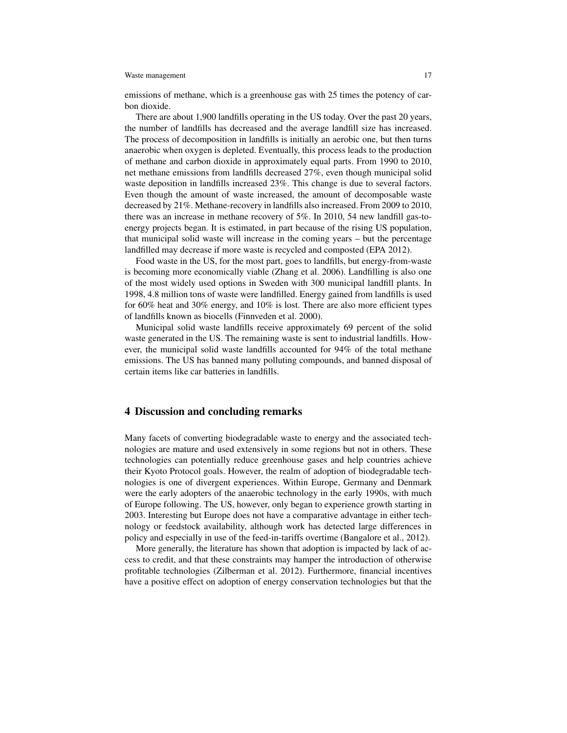emissions of methane, which is a greenhouse gas with 25 times the potency of carbon dioxide.

There are about 1,900 landfills operating in the US today. Over the past 20 years, the number of landfills has decreased and the average landfill size has increased. The process of decomposition in landfills is initially an aerobic one, but then turns anaerobic when oxygen is depleted. Eventually, this process leads to the production of methane and carbon dioxide in approximately equal parts. From 1990 to 2010, net methane emissions from landfills decreased 27%, even though municipal solid waste deposition in landfills increased 23%. This change is due to several factors. Even though the amount of waste increased, the amount of decomposable waste decreased by 21%. Methane-recovery in landfills also increased. From 2009 to 2010, there was an increase in methane recovery of 5%. In 2010, 54 new landfill gas-to-energy projects began. It is estimated, in part because of the rising US population, that municipal solid waste will increase in the coming years – but the percentage landfilled may decrease if more waste is recycled and composted (EPA 2012).

Food waste in the US, for the most part, goes to landfills, but energy-from-waste is becoming more economically viable (Zhang et al. 2006). Landfilling is also one of the most widely used options in Sweden with 300 municipal landfill plants. In 1998, 4.8 million tons of waste were landfilled. Energy gained from landfills is used for 60% heat and 30% energy, and 10% is lost. There are also more efficient types of landfills known as biocells (Finnveden et al. 2000).

Municipal solid waste landfills receive approximately 69 percent of the solid waste generated in the US. The remaining waste is sent to industrial landfills. However, the municipal solid waste landfills accounted for 94% of the total methane emissions. The US has banned many polluting compounds, and banned disposal of certain items like car batteries in landfills.

## 4 Discussion and concluding remarks

Many facets of converting biodegradable waste to energy and the associated technologies are mature and used extensively in some regions but not in others. These technologies can potentially reduce greenhouse gases and help countries achieve their Kyoto Protocol goals. However, the realm of adoption of biodegradable technologies is one of divergent experiences. Within Europe, Germany and Denmark were the early adopters of the anaerobic technology in the early 1990s, with much of Europe following. The US, however, only began to experience growth starting in 2003. Interesting but Europe does not have a comparative advantage in either technology or feedstock availability, although work has detected large differences in policy and especially in use of the feed-in-tariffs overtime (Bangalore et al., 2012).

More generally, the literature has shown that adoption is impacted by lack of access to credit, and that these constraints may hamper the introduction of otherwise profitable technologies (Zilberman et al. 2012). Furthermore, financial incentives have a positive effect on adoption of energy conservation technologies but that the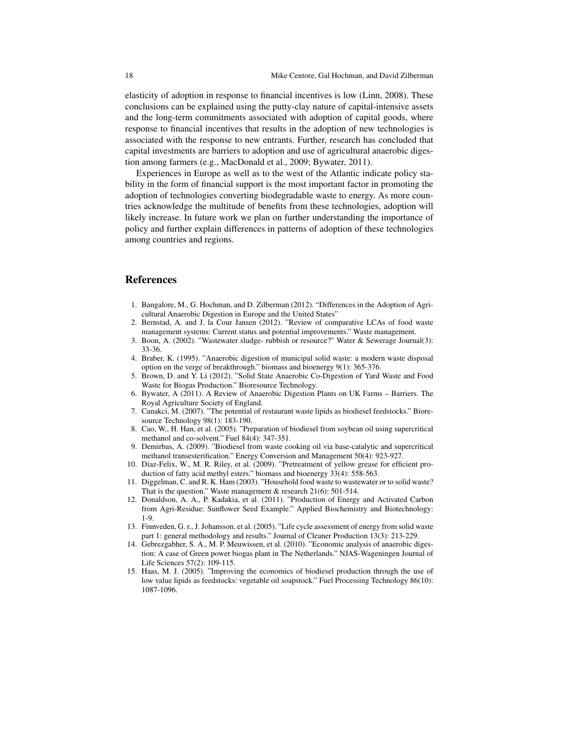elasticity of adoption in response to financial incentives is low (Linn, 2008). These conclusions can be explained using the putty-clay nature of capital-intensive assets and the long-term commitments associated with adoption of capital goods, where response to financial incentives that results in the adoption of new technologies is associated with the response to new entrants. Further, research has concluded that capital investments are barriers to adoption and use of agricultural anaerobic digestion among farmers (e.g., MacDonald et al., 2009; Bywater, 2011).

Experiences in Europe as well as to the west of the Atlantic indicate policy stability in the form of financial support is the most important factor in promoting the adoption of technologies converting biodegradable waste to energy. As more countries acknowledge the multitude of benefits from these technologies, adoption will likely increase. In future work we plan on further understanding the importance of policy and further explain differences in patterns of adoption of these technologies among countries and regions.

## References

1. Bangalore, M., G. Hochman, and D. Zilberman (2012). "Differences in the Adoption of Agricultural Anaerobic Digestion in Europe and the United States"
2. Bernstad, A. and J. la Cour Jansen (2012). "Review of comparative LCAs of food waste management systems: Current status and potential improvements." Waste management.
3. Boon, A. (2002). "Wastewater sludge- rubbish or resource?" Water & Sewerage Journal(3): 33-36.
4. Braber, K. (1995). "Anaerobic digestion of municipal solid waste: a modern waste disposal option on the verge of breakthrough." biomass and bioenergy 9(1): 365-376.
5. Brown, D. and Y. Li (2012). "Solid State Anaerobic Co-Digestion of Yard Waste and Food Waste for Biogas Production." Bioresource Technology.
6. Bywater, A (2011). A Review of Anaerobic Digestion Plants on UK Farms – Barriers. The Royal Agriculture Society of England.
7. Canakci, M. (2007). "The potential of restaurant waste lipids as biodiesel feedstocks." Bioresource Technology 98(1): 183-190.
8. Cao, W., H. Han, et al. (2005). "Preparation of biodiesel from soybean oil using supercritical methanol and co-solvent." Fuel 84(4): 347-351.
9. Demirbas, A. (2009). "Biodiesel from waste cooking oil via base-catalytic and supercritical methanol transesterification." Energy Conversion and Management 50(4): 923-927.
10. Diaz-Felix, W., M. R. Riley, et al. (2009). "Pretreatment of yellow grease for efficient production of fatty acid methyl esters." biomass and bioenergy 33(4): 558-563.
11. Diggelman, C. and R. K. Ham (2003). "Household food waste to wastewater or to solid waste? That is the question." Waste management & research 21(6): 501-514.
12. Donaldson, A. A., P. Kadakia, et al. (2011). "Production of Energy and Activated Carbon from Agri-Residue: Sunflower Seed Example." Applied Biochemistry and Biotechnology: 1-9.
13. Finnveden, G. r., J. Johansson, et al. (2005). "Life cycle assessment of energy from solid waste part 1: general methodology and results." Journal of Cleaner Production 13(3): 213-229.
14. Gebrezgabher, S. A., M. P. Meuwissen, et al. (2010). "Economic analysis of anaerobic digestion: A case of Green power biogas plant in The Netherlands." NJAS-Wageningen Journal of Life Sciences 57(2): 109-115.
15. Haas, M. J. (2005). "Improving the economics of biodiesel production through the use of low value lipids as feedstocks: vegetable oil soapstock." Fuel Processing Technology 86(10): 1087-1096.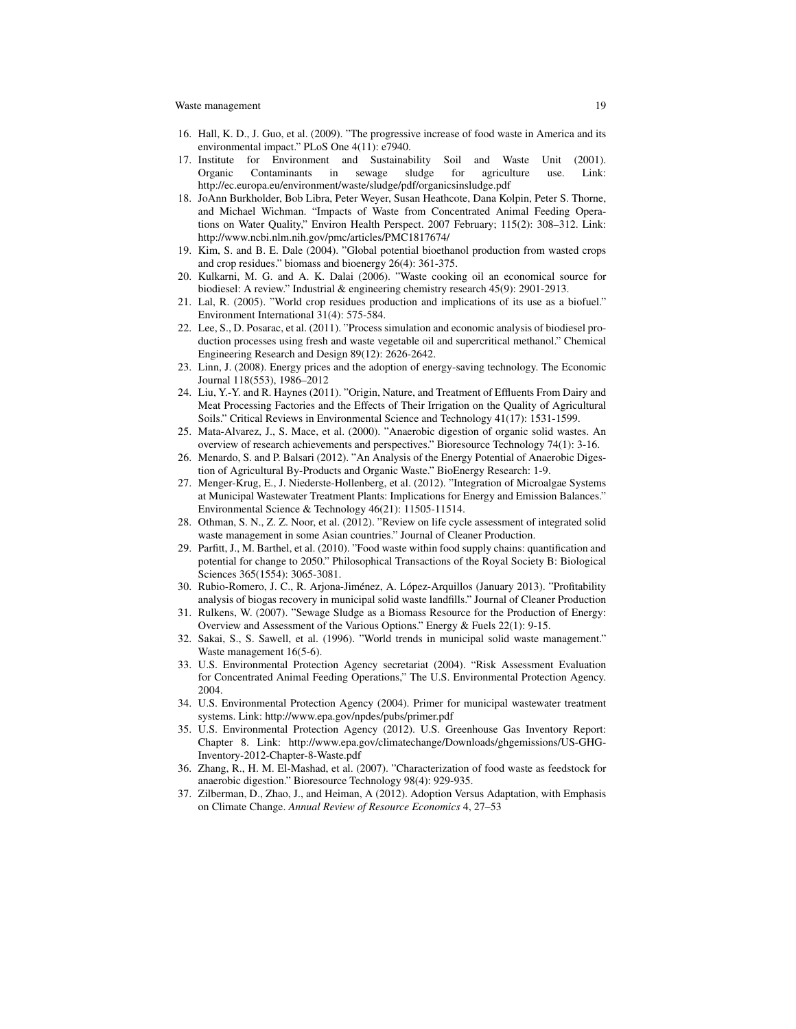16. Hall, K. D., J. Guo, et al. (2009). "The progressive increase of food waste in America and its environmental impact." PLoS One 4(11): e7940.
17. Institute for Environment and Sustainability Soil and Waste Unit (2001). Organic Contaminants in sewage sludge for agriculture use. Link: http://ec.europa.eu/environment/waste/sludge/pdf/organicsinsludge.pdf
18. JoAnn Burkholder, Bob Libra, Peter Weyer, Susan Heathcote, Dana Kolpin, Peter S. Thorne, and Michael Wichman. "Impacts of Waste from Concentrated Animal Feeding Operations on Water Quality," Environ Health Perspect. 2007 February; 115(2): 308–312. Link: http://www.ncbi.nlm.nih.gov/pmc/articles/PMC1817674/
19. Kim, S. and B. E. Dale (2004). "Global potential bioethanol production from wasted crops and crop residues." biomass and bioenergy 26(4): 361-375.
20. Kulkarni, M. G. and A. K. Dalai (2006). "Waste cooking oil an economical source for biodiesel: A review." Industrial & engineering chemistry research 45(9): 2901-2913.
21. Lal, R. (2005). "World crop residues production and implications of its use as a biofuel." Environment International 31(4): 575-584.
22. Lee, S., D. Posarac, et al. (2011). "Process simulation and economic analysis of biodiesel production processes using fresh and waste vegetable oil and supercritical methanol." Chemical Engineering Research and Design 89(12): 2626-2642.
23. Linn, J. (2008). Energy prices and the adoption of energy-saving technology. The Economic Journal 118(553), 1986–2012
24. Liu, Y.-Y. and R. Haynes (2011). "Origin, Nature, and Treatment of Effluents From Dairy and Meat Processing Factories and the Effects of Their Irrigation on the Quality of Agricultural Soils." Critical Reviews in Environmental Science and Technology 41(17): 1531-1599.
25. Mata-Alvarez, J., S. Mace, et al. (2000). "Anaerobic digestion of organic solid wastes. An overview of research achievements and perspectives." Bioresource Technology 74(1): 3-16.
26. Menardo, S. and P. Balsari (2012). "An Analysis of the Energy Potential of Anaerobic Digestion of Agricultural By-Products and Organic Waste." BioEnergy Research: 1-9.
27. Menger-Krug, E., J. Niederste-Hollenberg, et al. (2012). "Integration of Microalgae Systems at Municipal Wastewater Treatment Plants: Implications for Energy and Emission Balances." Environmental Science & Technology 46(21): 11505-11514.
28. Othman, S. N., Z. Z. Noor, et al. (2012). "Review on life cycle assessment of integrated solid waste management in some Asian countries." Journal of Cleaner Production.
29. Parfitt, J., M. Barthel, et al. (2010). "Food waste within food supply chains: quantification and potential for change to 2050." Philosophical Transactions of the Royal Society B: Biological Sciences 365(1554): 3065-3081.
30. Rubio-Romero, J. C., R. Arjona-Jiménez, A. López-Arquillos (January 2013). "Profitability analysis of biogas recovery in municipal solid waste landfills." Journal of Cleaner Production
31. Rulkens, W. (2007). "Sewage Sludge as a Biomass Resource for the Production of Energy: Overview and Assessment of the Various Options." Energy & Fuels 22(1): 9-15.
32. Sakai, S., S. Sawell, et al. (1996). "World trends in municipal solid waste management." Waste management 16(5-6).
33. U.S. Environmental Protection Agency secretariat (2004). "Risk Assessment Evaluation for Concentrated Animal Feeding Operations," The U.S. Environmental Protection Agency. 2004.
34. U.S. Environmental Protection Agency (2004). Primer for municipal wastewater treatment systems. Link: http://www.epa.gov/npdes/pubs/primer.pdf
35. U.S. Environmental Protection Agency (2012). U.S. Greenhouse Gas Inventory Report: Chapter 8. Link: http://www.epa.gov/climatechange/Downloads/ghgemissions/US-GHG-Inventory-2012-Chapter-8-Waste.pdf
36. Zhang, R., H. M. El-Mashad, et al. (2007). "Characterization of food waste as feedstock for anaerobic digestion." Bioresource Technology 98(4): 929-935.
37. Zilberman, D., Zhao, J., and Heiman, A (2012). Adoption Versus Adaptation, with Emphasis on Climate Change. *Annual Review of Resource Economics* 4, 27–53